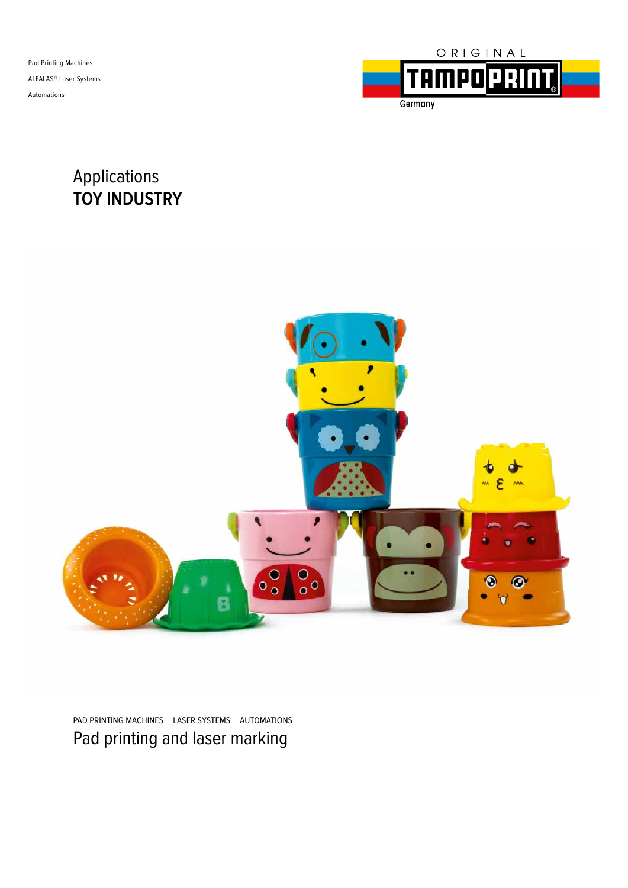Pad Printing Machines

ALFALAS® Laser Systems

Automations

ORIGINAL TAMPOPRINT Germany

# Applications
# TOY INDUSTRY

PAD PRINTING MACHINES LASER SYSTEMS AUTOMATIONS

## Pad printing and laser marking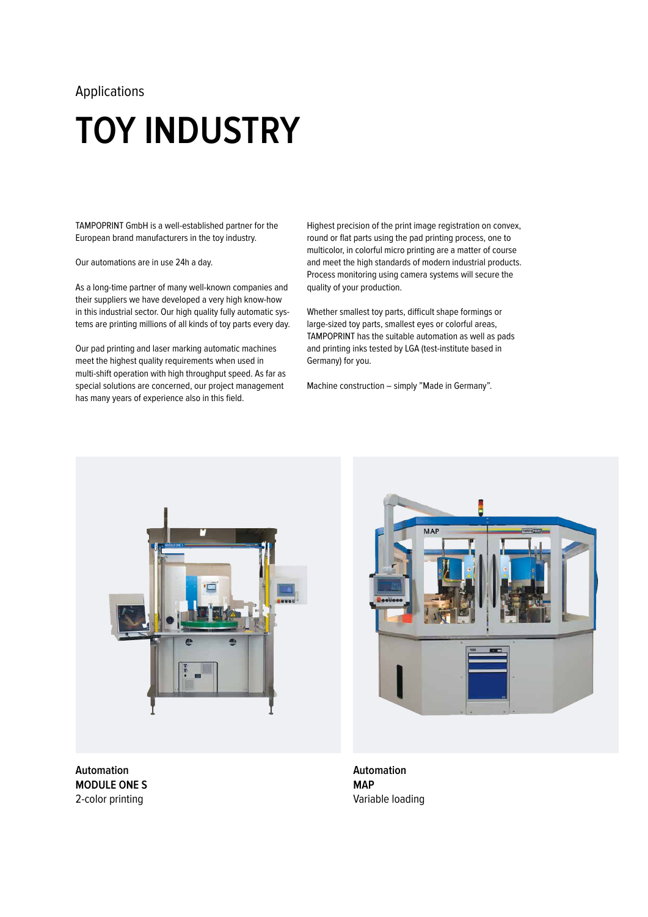Applications

# TOY INDUSTRY

TAMPOPRINT GmbH is a well-established partner for the European brand manufacturers in the toy industry.

Our automations are in use 24h a day.

As a long-time partner of many well-known companies and their suppliers we have developed a very high know-how in this industrial sector. Our high quality fully automatic systems are printing millions of all kinds of toy parts every day.

Our pad printing and laser marking automatic machines meet the highest quality requirements when used in multi-shift operation with high throughput speed. As far as special solutions are concerned, our project management has many years of experience also in this field.

Highest precision of the print image registration on convex, round or flat parts using the pad printing process, one to multicolor, in colorful micro printing are a matter of course and meet the high standards of modern industrial products. Process monitoring using camera systems will secure the quality of your production.

Whether smallest toy parts, difficult shape formings or large-sized toy parts, smallest eyes or colorful areas, TAMPOPRINT has the suitable automation as well as pads and printing inks tested by LGA (test-institute based in Germany) for you.

Machine construction – simply "Made in Germany".

**Automation**
**MODULE ONE S**
2-color printing

**Automation**
**MAP**
Variable loading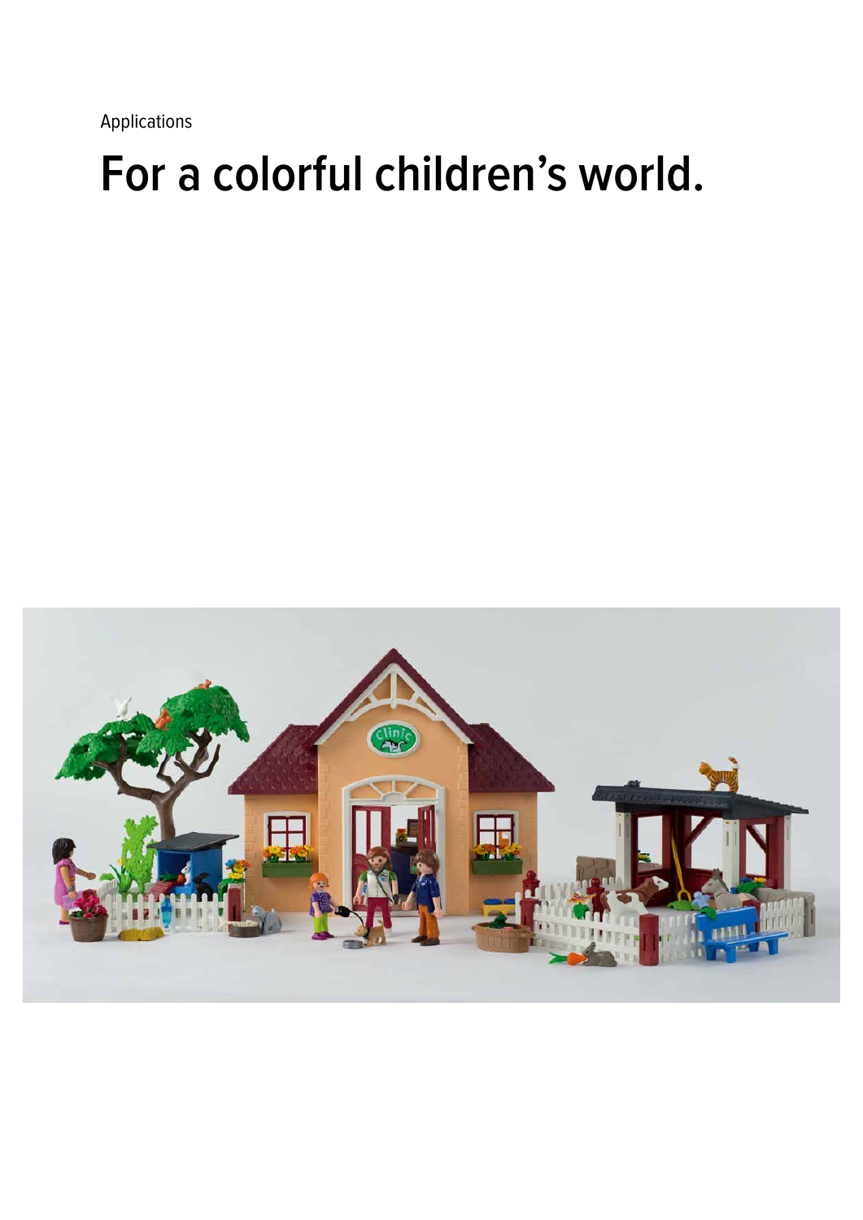Applications

# For a colorful children's world.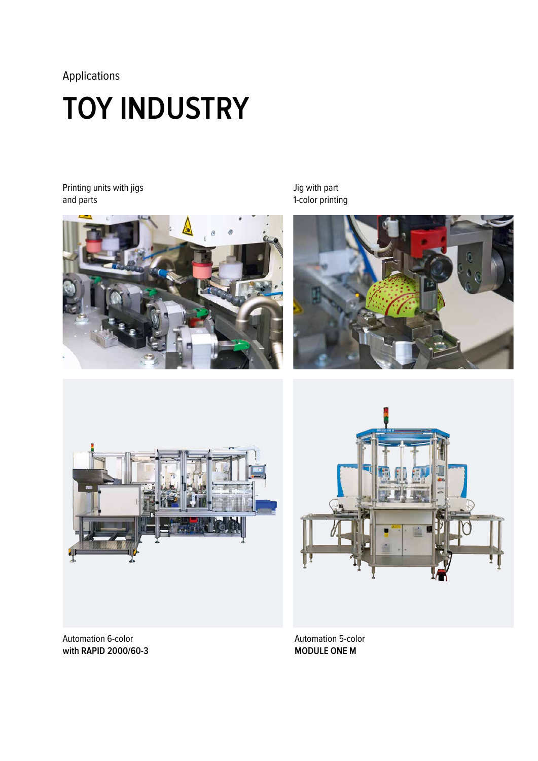Applications

# TOY INDUSTRY

Printing units with jigs and parts

Jig with part
1-color printing

Automation 6-color
**with RAPID 2000/60-3**

Automation 5-color
**MODULE ONE M**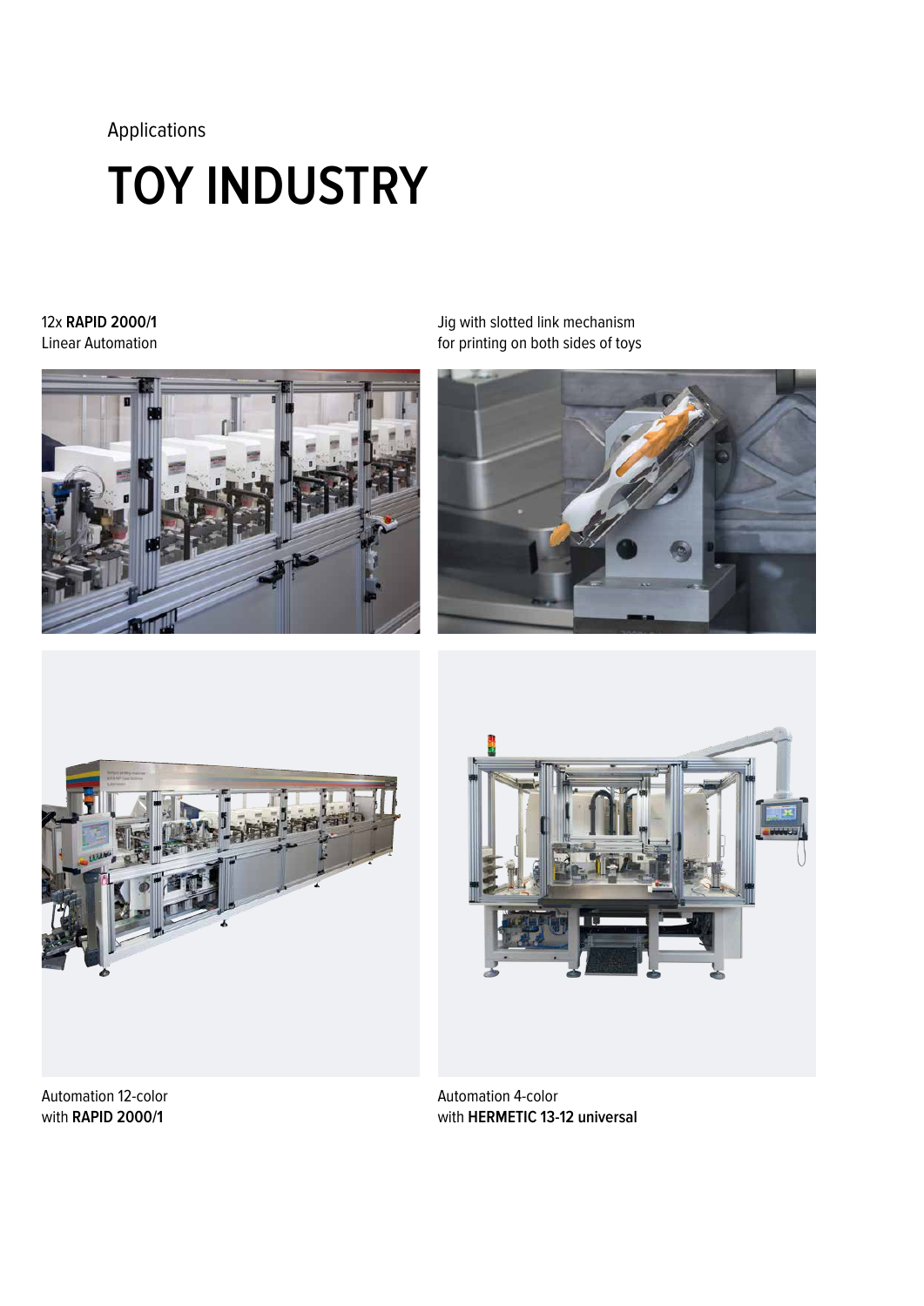Applications

# TOY INDUSTRY

12x **RAPID 2000/1**
Linear Automation

Jig with slotted link mechanism
for printing on both sides of toys

Automation 12-color
with **RAPID 2000/1**

Automation 4-color
with **HERMETIC 13-12 universal**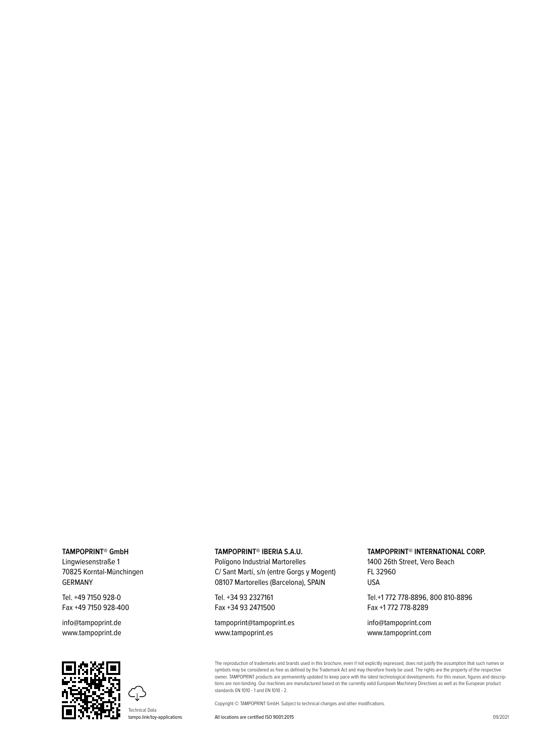**TAMPOPRINT® GmbH**
Lingwiesenstraße 1
70825 Korntal-Münchingen
GERMANY

Tel. +49 7150 928-0
Fax +49 7150 928-400

info@tampoprint.de
www.tampoprint.de

**TAMPOPRINT® IBERIA S.A.U.**
Polígono Industrial Martorelles
C/ Sant Martí, s/n (entre Gorgs y Mogent)
08107 Martorelles (Barcelona), SPAIN

Tel. +34 93 2327161
Fax +34 93 2471500

tampoprint@tampoprint.es
www.tampoprint.es

**TAMPOPRINT® INTERNATIONAL CORP.**
1400 26th Street, Vero Beach
FL 32960
USA

Tel.+1 772 778-8896, 800 810-8896
Fax +1 772 778-8289

info@tampoprint.com
www.tampoprint.com

Technical Data
tampo.link/toy-applications

The reproduction of trademarks and brands used in this brochure, even if not explicitly expressed, does not justify the assumption that such names or symbols may be considered as free as defined by the Trademark Act and may therefore freely be used. The rights are the property of the respective owner. TAMPOPRINT products are permanently updated to keep pace with the latest technological developments. For this reason, figures and descriptions are non-binding. Our machines are manufactured based on the currently valid European Machinery Directives as well as the European product standards EN 1010 - 1 and EN 1010 - 2.

Copyright © TAMPOPRINT GmbH. Subject to technical changes and other modifications.

All locations are certified ISO 9001:2015

09/2021